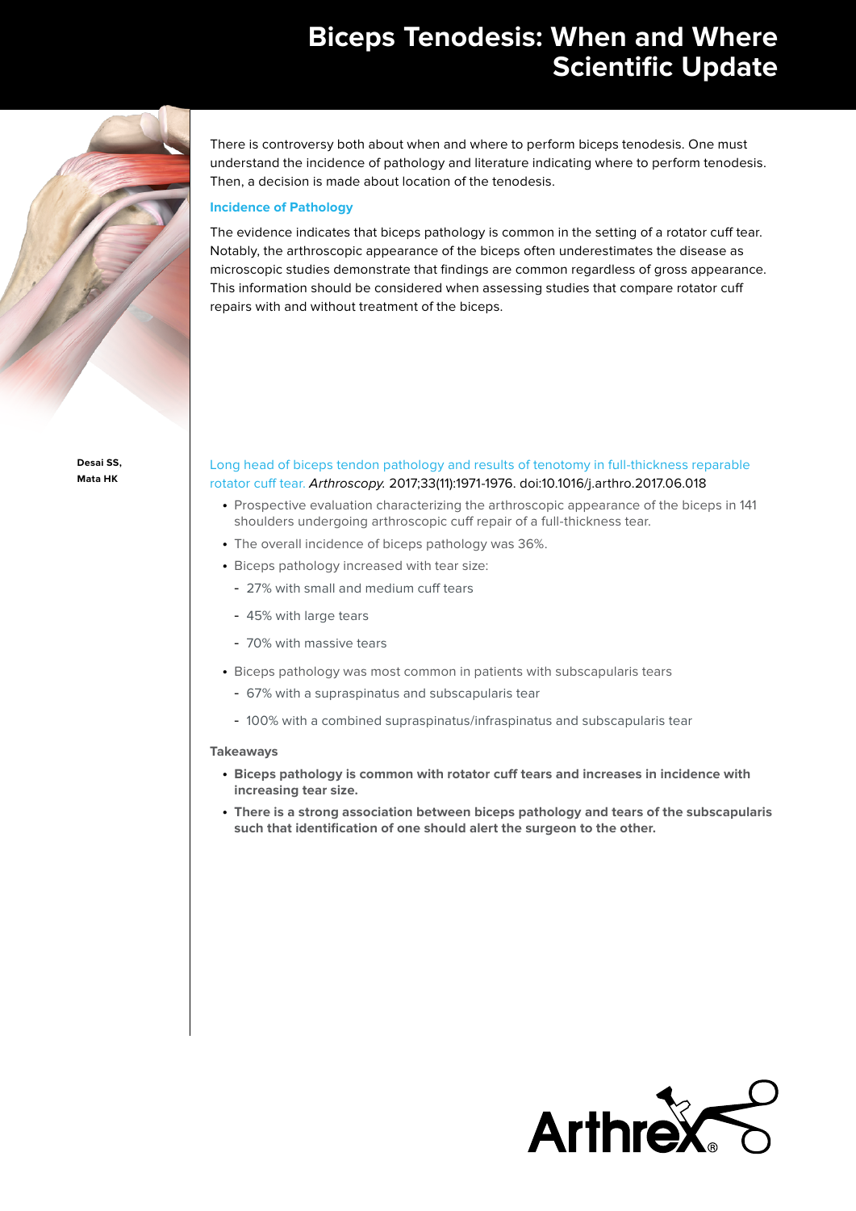# Biceps Tenodesis: When and Where Scientific Update

There is controversy both about when and where to perform biceps tenodesis. One must understand the incidence of pathology and literature indicating where to perform tenodesis. Then, a decision is made about location of the tenodesis.

## Incidence of Pathology

The evidence indicates that biceps pathology is common in the setting of a rotator cuff tear. Notably, the arthroscopic appearance of the biceps often underestimates the disease as microscopic studies demonstrate that findings are common regardless of gross appearance. This information should be considered when assessing studies that compare rotator cuff repairs with and without treatment of the biceps.

**Desai SS, Mata HK**

Long head of biceps tendon pathology and results of tenotomy in full-thickness reparable rotator cuff tear. *Arthroscopy.* 2017;33(11):1971-1976. doi:10.1016/j.arthro.2017.06.018

- Prospective evaluation characterizing the arthroscopic appearance of the biceps in 141 shoulders undergoing arthroscopic cuff repair of a full-thickness tear.
- The overall incidence of biceps pathology was 36%.
- Biceps pathology increased with tear size:
  - 27% with small and medium cuff tears
  - 45% with large tears
  - 70% with massive tears
- Biceps pathology was most common in patients with subscapularis tears
  - 67% with a supraspinatus and subscapularis tear
  - 100% with a combined supraspinatus/infraspinatus and subscapularis tear

**Takeaways**

- **Biceps pathology is common with rotator cuff tears and increases in incidence with increasing tear size.**
- **There is a strong association between biceps pathology and tears of the subscapularis such that identification of one should alert the surgeon to the other.**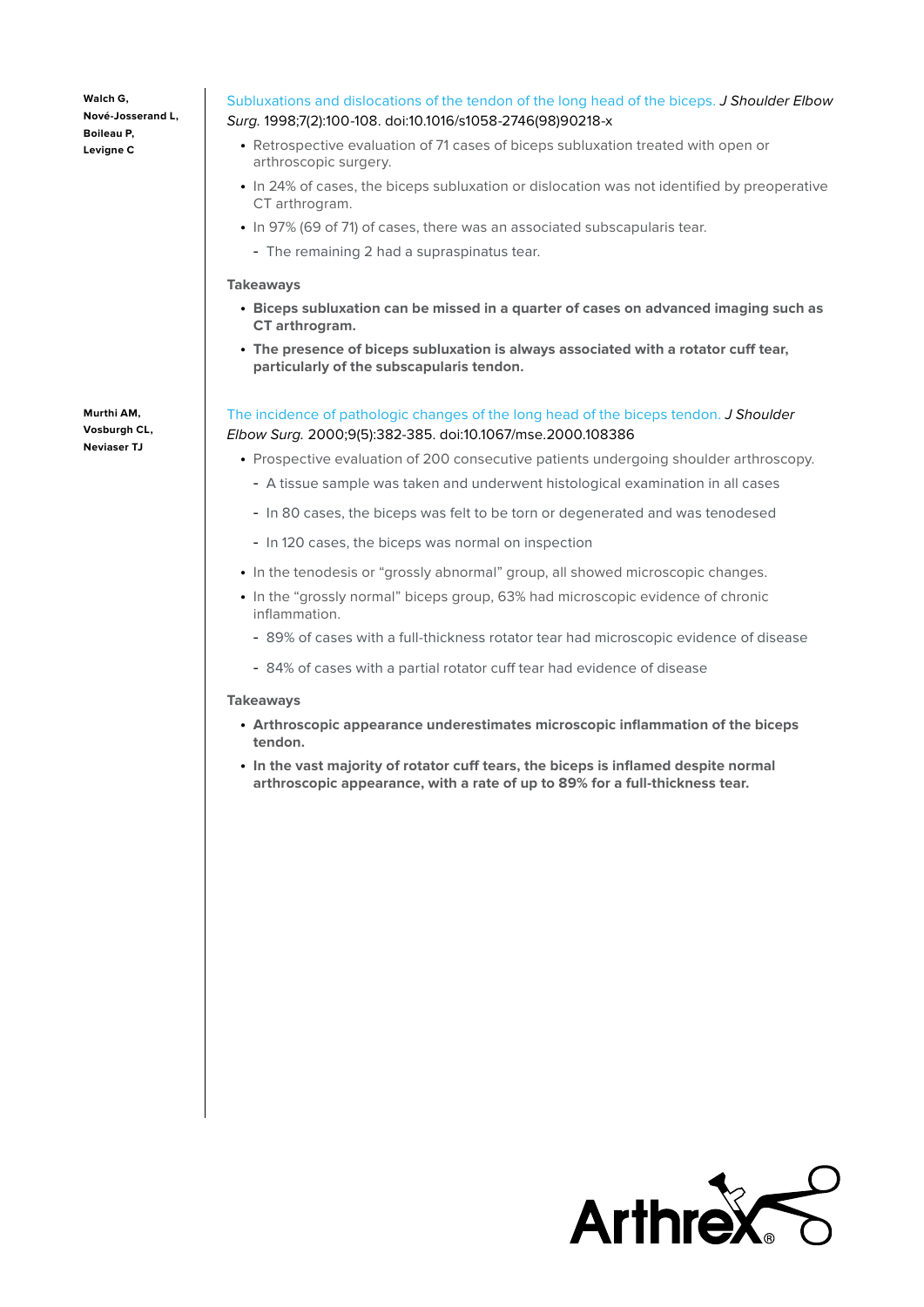**Walch G, Nové-Josserand L, Boileau P, Levigne C**

Subluxations and dislocations of the tendon of the long head of the biceps. *J Shoulder Elbow Surg.* 1998;7(2):100-108. doi:10.1016/s1058-2746(98)90218-x

- Retrospective evaluation of 71 cases of biceps subluxation treated with open or arthroscopic surgery.
- In 24% of cases, the biceps subluxation or dislocation was not identified by preoperative CT arthrogram.
- In 97% (69 of 71) of cases, there was an associated subscapularis tear.
  - The remaining 2 had a supraspinatus tear.

**Takeaways**

- **Biceps subluxation can be missed in a quarter of cases on advanced imaging such as CT arthrogram.**
- **The presence of biceps subluxation is always associated with a rotator cuff tear, particularly of the subscapularis tendon.**

**Murthi AM, Vosburgh CL, Neviaser TJ**

The incidence of pathologic changes of the long head of the biceps tendon. *J Shoulder Elbow Surg.* 2000;9(5):382-385. doi:10.1067/mse.2000.108386

- Prospective evaluation of 200 consecutive patients undergoing shoulder arthroscopy.
  - A tissue sample was taken and underwent histological examination in all cases
  - In 80 cases, the biceps was felt to be torn or degenerated and was tenodesed
  - In 120 cases, the biceps was normal on inspection
- In the tenodesis or "grossly abnormal" group, all showed microscopic changes.
- In the "grossly normal" biceps group, 63% had microscopic evidence of chronic inflammation.
  - 89% of cases with a full-thickness rotator tear had microscopic evidence of disease
  - 84% of cases with a partial rotator cuff tear had evidence of disease

**Takeaways**

- **Arthroscopic appearance underestimates microscopic inflammation of the biceps tendon.**
- **In the vast majority of rotator cuff tears, the biceps is inflamed despite normal arthroscopic appearance, with a rate of up to 89% for a full-thickness tear.**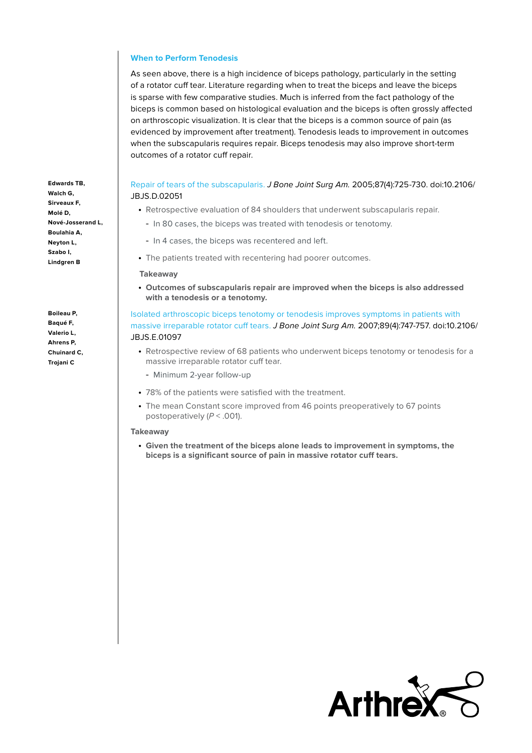## When to Perform Tenodesis

As seen above, there is a high incidence of biceps pathology, particularly in the setting of a rotator cuff tear. Literature regarding when to treat the biceps and leave the biceps is sparse with few comparative studies. Much is inferred from the fact pathology of the biceps is common based on histological evaluation and the biceps is often grossly affected on arthroscopic visualization. It is clear that the biceps is a common source of pain (as evidenced by improvement after treatment). Tenodesis leads to improvement in outcomes when the subscapularis requires repair. Biceps tenodesis may also improve short-term outcomes of a rotator cuff repair.

**Edwards TB, Walch G, Sirveaux F, Molé D, Nové-Josserand L, Boulahia A, Neyton L, Szabo I, Lindgren B**

Repair of tears of the subscapularis. *J Bone Joint Surg Am.* 2005;87(4):725-730. doi:10.2106/JBJS.D.02051

- Retrospective evaluation of 84 shoulders that underwent subscapularis repair.
  - In 80 cases, the biceps was treated with tenodesis or tenotomy.
  - In 4 cases, the biceps was recentered and left.
- The patients treated with recentering had poorer outcomes.

**Takeaway**

- **Outcomes of subscapularis repair are improved when the biceps is also addressed with a tenodesis or a tenotomy.**

**Boileau P, Baqué F, Valerio L, Ahrens P, Chuinard C, Trojani C**

Isolated arthroscopic biceps tenotomy or tenodesis improves symptoms in patients with massive irreparable rotator cuff tears. *J Bone Joint Surg Am.* 2007;89(4):747-757. doi:10.2106/JBJS.E.01097

- Retrospective review of 68 patients who underwent biceps tenotomy or tenodesis for a massive irreparable rotator cuff tear.
  - Minimum 2-year follow-up
- 78% of the patients were satisfied with the treatment.
- The mean Constant score improved from 46 points preoperatively to 67 points postoperatively ($P < .001$).

**Takeaway**

- **Given the treatment of the biceps alone leads to improvement in symptoms, the biceps is a significant source of pain in massive rotator cuff tears.**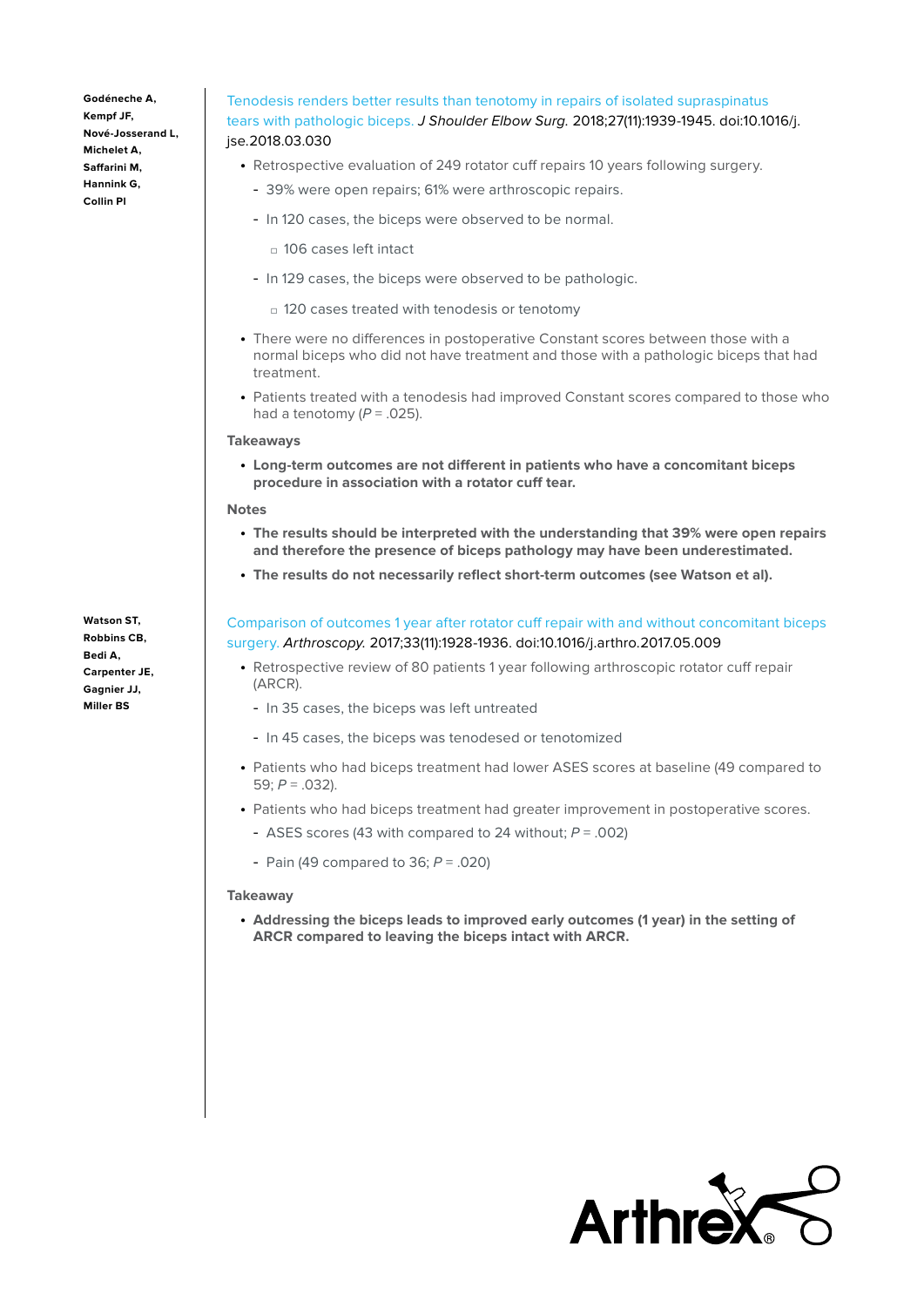Godéneche A, Kempf JF, Nové-Josserand L, Michelet A, Saffarini M, Hannink G, Collin PI

Tenodesis renders better results than tenotomy in repairs of isolated supraspinatus tears with pathologic biceps. *J Shoulder Elbow Surg.* 2018;27(11):1939-1945. doi:10.1016/j.jse.2018.03.030

- Retrospective evaluation of 249 rotator cuff repairs 10 years following surgery.
  - 39% were open repairs; 61% were arthroscopic repairs.
  - In 120 cases, the biceps were observed to be normal.
    - 106 cases left intact
  - In 129 cases, the biceps were observed to be pathologic.
    - 120 cases treated with tenodesis or tenotomy
- There were no differences in postoperative Constant scores between those with a normal biceps who did not have treatment and those with a pathologic biceps that had treatment.
- Patients treated with a tenodesis had improved Constant scores compared to those who had a tenotomy (*P* = .025).

**Takeaways**

- **Long-term outcomes are not different in patients who have a concomitant biceps procedure in association with a rotator cuff tear.**

**Notes**

- **The results should be interpreted with the understanding that 39% were open repairs and therefore the presence of biceps pathology may have been underestimated.**
- **The results do not necessarily reflect short-term outcomes (see Watson et al).**

Watson ST, Robbins CB, Bedi A, Carpenter JE, Gagnier JJ, Miller BS

Comparison of outcomes 1 year after rotator cuff repair with and without concomitant biceps surgery. *Arthroscopy.* 2017;33(11):1928-1936. doi:10.1016/j.arthro.2017.05.009

- Retrospective review of 80 patients 1 year following arthroscopic rotator cuff repair (ARCR).
  - In 35 cases, the biceps was left untreated
  - In 45 cases, the biceps was tenodesed or tenotomized
- Patients who had biceps treatment had lower ASES scores at baseline (49 compared to 59; *P* = .032).
- Patients who had biceps treatment had greater improvement in postoperative scores.
  - ASES scores (43 with compared to 24 without; *P* = .002)
  - Pain (49 compared to 36; *P* = .020)

**Takeaway**

- **Addressing the biceps leads to improved early outcomes (1 year) in the setting of ARCR compared to leaving the biceps intact with ARCR.**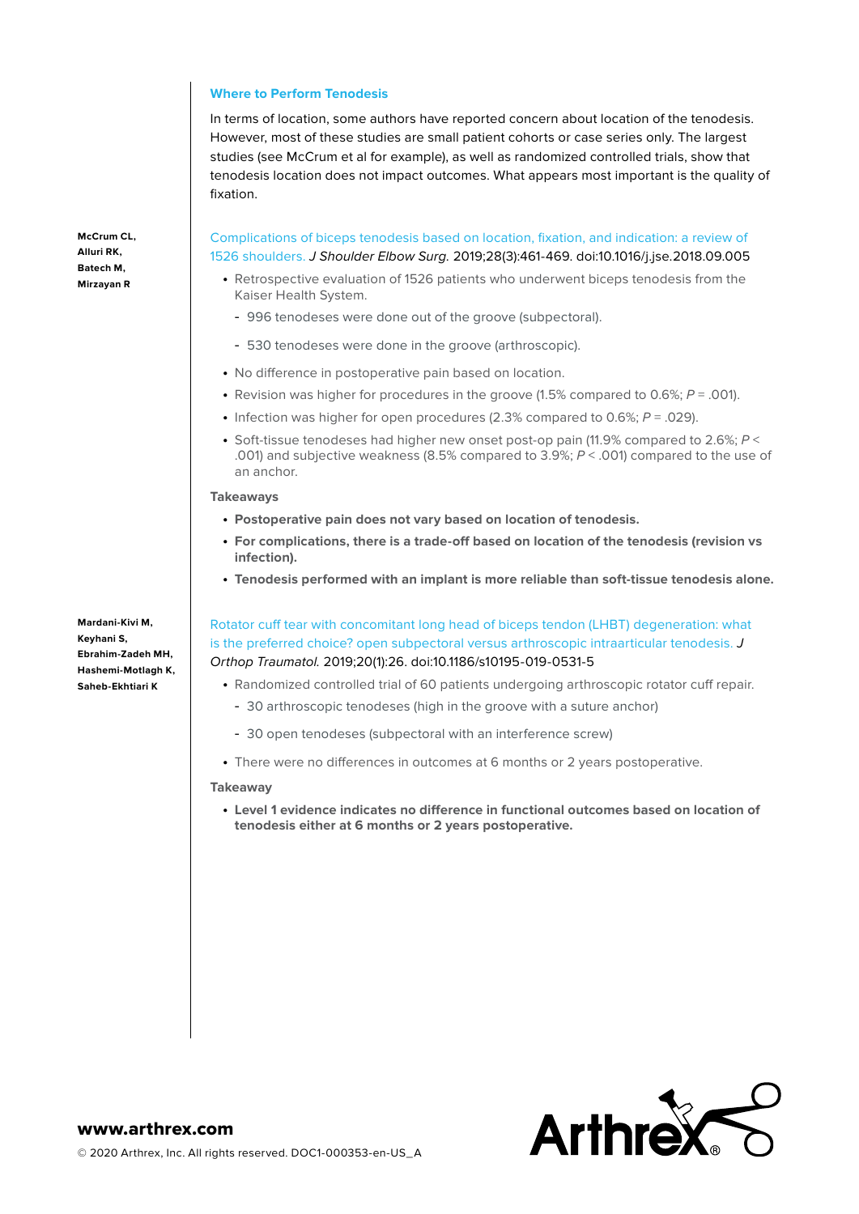## Where to Perform Tenodesis

In terms of location, some authors have reported concern about location of the tenodesis. However, most of these studies are small patient cohorts or case series only. The largest studies (see McCrum et al for example), as well as randomized controlled trials, show that tenodesis location does not impact outcomes. What appears most important is the quality of fixation.

**McCrum CL, Alluri RK, Batech M, Mirzayan R**

Complications of biceps tenodesis based on location, fixation, and indication: a review of 1526 shoulders. *J Shoulder Elbow Surg.* 2019;28(3):461-469. doi:10.1016/j.jse.2018.09.005

- Retrospective evaluation of 1526 patients who underwent biceps tenodesis from the Kaiser Health System.
  - 996 tenodeses were done out of the groove (subpectoral).
  - 530 tenodeses were done in the groove (arthroscopic).
- No difference in postoperative pain based on location.
- Revision was higher for procedures in the groove (1.5% compared to 0.6%; $P = .001$).
- Infection was higher for open procedures (2.3% compared to 0.6%; $P = .029$).
- Soft-tissue tenodeses had higher new onset post-op pain (11.9% compared to 2.6%; $P < .001$) and subjective weakness (8.5% compared to 3.9%; $P < .001$) compared to the use of an anchor.

**Takeaways**

- **Postoperative pain does not vary based on location of tenodesis.**
- **For complications, there is a trade-off based on location of the tenodesis (revision vs infection).**
- **Tenodesis performed with an implant is more reliable than soft-tissue tenodesis alone.**

**Mardani-Kivi M, Keyhani S, Ebrahim-Zadeh MH, Hashemi-Motlagh K, Saheb-Ekhtiari K**

Rotator cuff tear with concomitant long head of biceps tendon (LHBT) degeneration: what is the preferred choice? open subpectoral versus arthroscopic intraarticular tenodesis. *J Orthop Traumatol.* 2019;20(1):26. doi:10.1186/s10195-019-0531-5

- Randomized controlled trial of 60 patients undergoing arthroscopic rotator cuff repair.
  - 30 arthroscopic tenodeses (high in the groove with a suture anchor)
  - 30 open tenodeses (subpectoral with an interference screw)
- There were no differences in outcomes at 6 months or 2 years postoperative.

**Takeaway**

- **Level 1 evidence indicates no difference in functional outcomes based on location of tenodesis either at 6 months or 2 years postoperative.**

**www.arthrex.com**

© 2020 Arthrex, Inc. All rights reserved. DOC1-000353-en-US_A